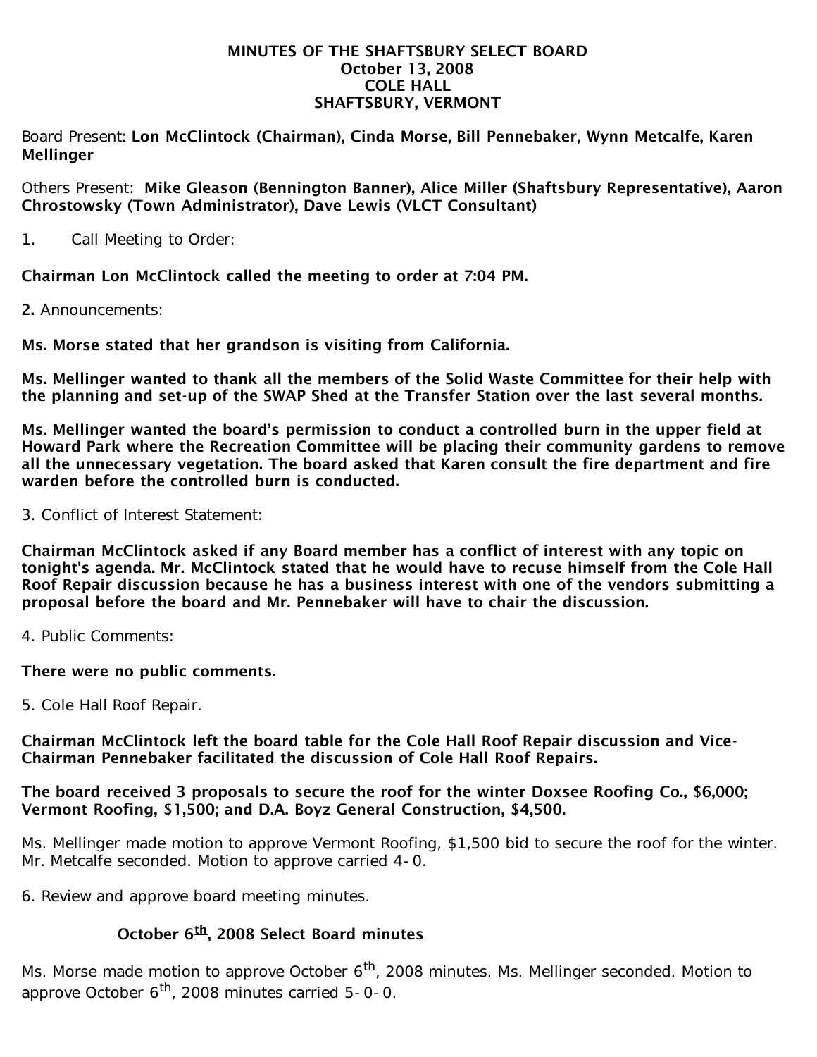**MINUTES OF THE SHAFTSBURY SELECT BOARD**
**October 13, 2008**
**COLE HALL**
**SHAFTSBURY, VERMONT**

Board Present: **Lon McClintock (Chairman), Cinda Morse, Bill Pennebaker, Wynn Metcalfe, Karen Mellinger**

Others Present: **Mike Gleason (Bennington Banner), Alice Miller (Shaftsbury Representative), Aaron Chrostowsky (Town Administrator), Dave Lewis (VLCT Consultant)**

1. Call Meeting to Order:

**Chairman Lon McClintock called the meeting to order at 7:04 PM.**

**2.** Announcements:

**Ms. Morse stated that her grandson is visiting from California.**

**Ms. Mellinger wanted to thank all the members of the Solid Waste Committee for their help with the planning and set-up of the SWAP Shed at the Transfer Station over the last several months.**

**Ms. Mellinger wanted the board's permission to conduct a controlled burn in the upper field at Howard Park where the Recreation Committee will be placing their community gardens to remove all the unnecessary vegetation. The board asked that Karen consult the fire department and fire warden before the controlled burn is conducted.**

3. Conflict of Interest Statement:

**Chairman McClintock asked if any Board member has a conflict of interest with any topic on tonight's agenda. Mr. McClintock stated that he would have to recuse himself from the Cole Hall Roof Repair discussion because he has a business interest with one of the vendors submitting a proposal before the board and Mr. Pennebaker will have to chair the discussion.**

4. Public Comments:

**There were no public comments.**

5. Cole Hall Roof Repair.

**Chairman McClintock left the board table for the Cole Hall Roof Repair discussion and Vice-Chairman Pennebaker facilitated the discussion of Cole Hall Roof Repairs.**

**The board received 3 proposals to secure the roof for the winter Doxsee Roofing Co., $6,000; Vermont Roofing, $1,500; and D.A. Boyz General Construction, $4,500.**

Ms. Mellinger made motion to approve Vermont Roofing, $1,500 bid to secure the roof for the winter. Mr. Metcalfe seconded. Motion to approve carried 4-0.

6. Review and approve board meeting minutes.

**October 6th, 2008 Select Board minutes**

Ms. Morse made motion to approve October 6th, 2008 minutes. Ms. Mellinger seconded. Motion to approve October 6th, 2008 minutes carried 5-0-0.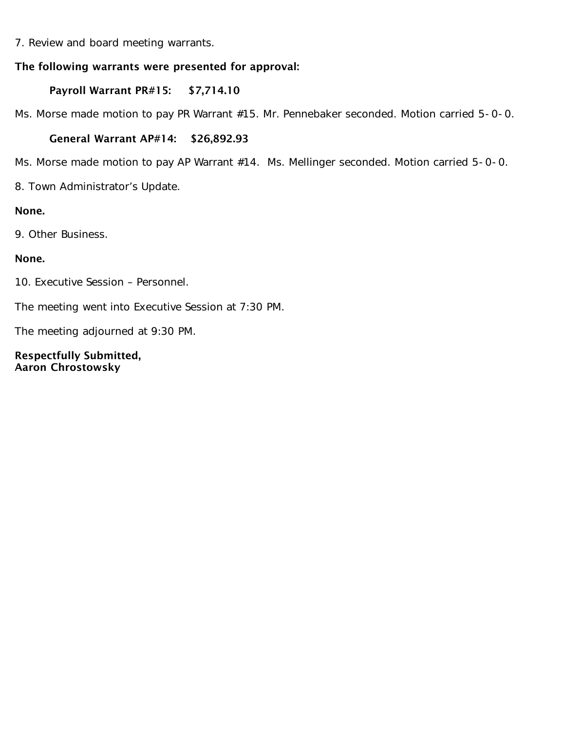7. Review and board meeting warrants.

**The following warrants were presented for approval:**

**Payroll Warrant PR#15: $7,714.10**

Ms. Morse made motion to pay PR Warrant #15. Mr. Pennebaker seconded. Motion carried 5-0-0.

**General Warrant AP#14: $26,892.93**

Ms. Morse made motion to pay AP Warrant #14. Ms. Mellinger seconded. Motion carried 5-0-0.

8. Town Administrator's Update.

**None.**

9. Other Business.

**None.**

10. Executive Session – Personnel.

The meeting went into Executive Session at 7:30 PM.

The meeting adjourned at 9:30 PM.

**Respectfully Submitted,**
**Aaron Chrostowsky**